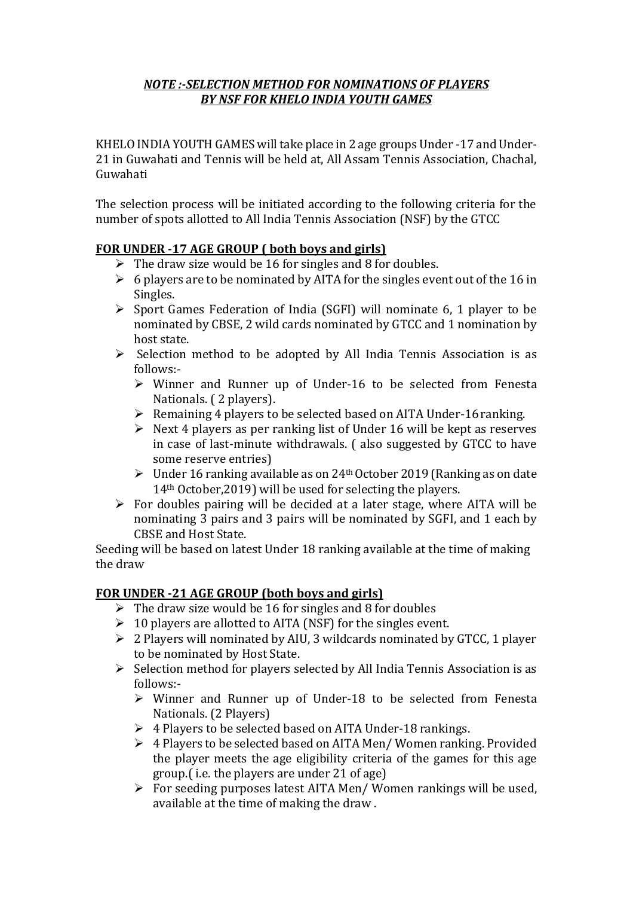***NOTE :-SELECTION METHOD FOR NOMINATIONS OF PLAYERS BY NSF FOR KHELO INDIA YOUTH GAMES***

KHELO INDIA YOUTH GAMES will take place in 2 age groups Under -17 and Under-21 in Guwahati and Tennis will be held at, All Assam Tennis Association, Chachal, Guwahati

The selection process will be initiated according to the following criteria for the number of spots allotted to All India Tennis Association (NSF) by the GTCC

**FOR UNDER -17 AGE GROUP ( both boys and girls)**

- The draw size would be 16 for singles and 8 for doubles.
- 6 players are to be nominated by AITA for the singles event out of the 16 in Singles.
- Sport Games Federation of India (SGFI) will nominate 6, 1 player to be nominated by CBSE, 2 wild cards nominated by GTCC and 1 nomination by host state.
- Selection method to be adopted by All India Tennis Association is as follows:-
  - Winner and Runner up of Under-16 to be selected from Fenesta Nationals. ( 2 players).
  - Remaining 4 players to be selected based on AITA Under-16 ranking.
  - Next 4 players as per ranking list of Under 16 will be kept as reserves in case of last-minute withdrawals. ( also suggested by GTCC to have some reserve entries)
  - Under 16 ranking available as on 24th October 2019 (Ranking as on date 14th October,2019) will be used for selecting the players.
- For doubles pairing will be decided at a later stage, where AITA will be nominating 3 pairs and 3 pairs will be nominated by SGFI, and 1 each by CBSE and Host State.

Seeding will be based on latest Under 18 ranking available at the time of making the draw

**FOR UNDER -21 AGE GROUP (both boys and girls)**

- The draw size would be 16 for singles and 8 for doubles
- 10 players are allotted to AITA (NSF) for the singles event.
- 2 Players will nominated by AIU, 3 wildcards nominated by GTCC, 1 player to be nominated by Host State.
- Selection method for players selected by All India Tennis Association is as follows:-
  - Winner and Runner up of Under-18 to be selected from Fenesta Nationals. (2 Players)
  - 4 Players to be selected based on AITA Under-18 rankings.
  - 4 Players to be selected based on AITA Men/ Women ranking. Provided the player meets the age eligibility criteria of the games for this age group.( i.e. the players are under 21 of age)
  - For seeding purposes latest AITA Men/ Women rankings will be used, available at the time of making the draw .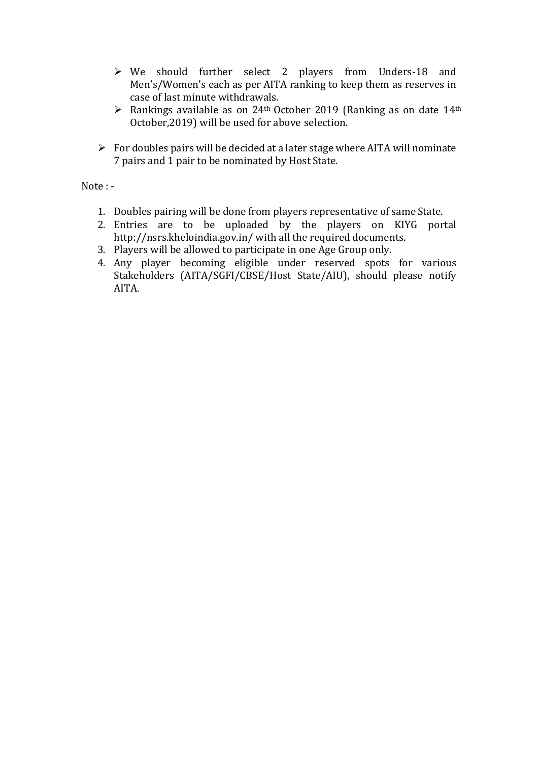- We should further select 2 players from Unders-18 and Men's/Women's each as per AITA ranking to keep them as reserves in case of last minute withdrawals.
- Rankings available as on 24th October 2019 (Ranking as on date 14th October,2019) will be used for above selection.

- For doubles pairs will be decided at a later stage where AITA will nominate 7 pairs and 1 pair to be nominated by Host State.

Note : -

1. Doubles pairing will be done from players representative of same State.
2. Entries are to be uploaded by the players on KIYG portal http://nsrs.kheloindia.gov.in/ with all the required documents.
3. Players will be allowed to participate in one Age Group only.
4. Any player becoming eligible under reserved spots for various Stakeholders (AITA/SGFI/CBSE/Host State/AIU), should please notify AITA.